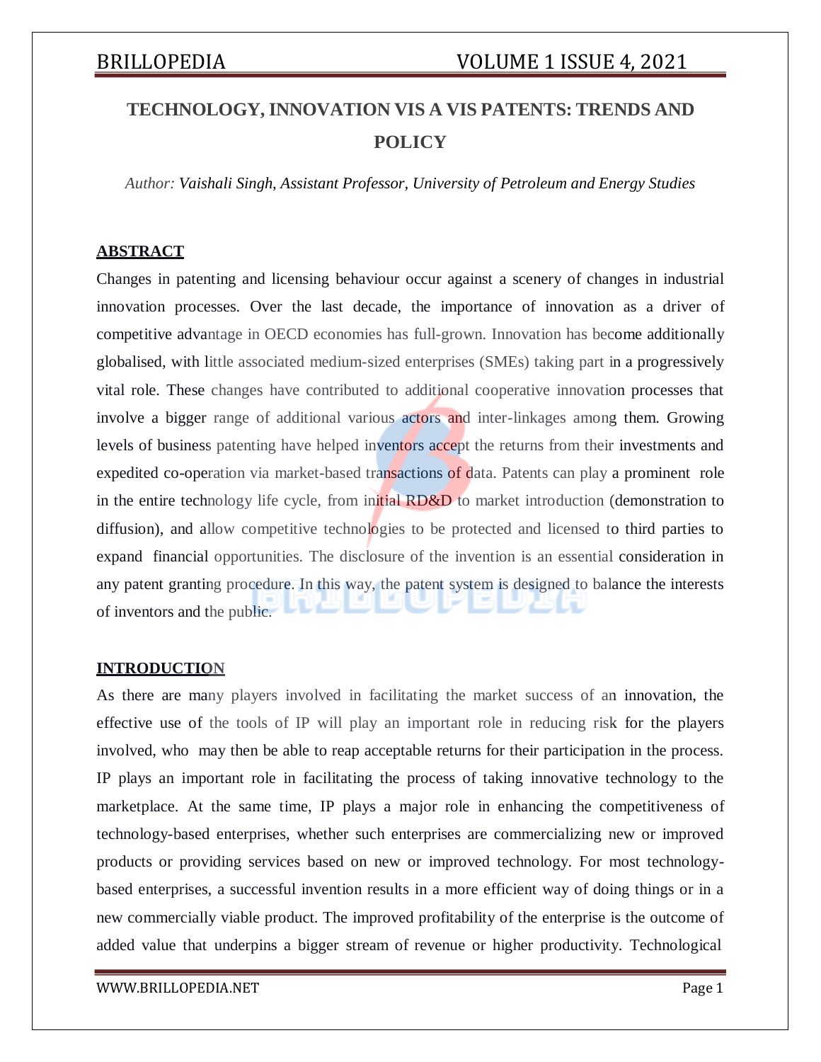# TECHNOLOGY, INNOVATION VIS A VIS PATENTS: TRENDS AND POLICY

*Author: Vaishali Singh, Assistant Professor, University of Petroleum and Energy Studies*

## ABSTRACT

Changes in patenting and licensing behaviour occur against a scenery of changes in industrial innovation processes. Over the last decade, the importance of innovation as a driver of competitive advantage in OECD economies has full-grown. Innovation has become additionally globalised, with little associated medium-sized enterprises (SMEs) taking part in a progressively vital role. These changes have contributed to additional cooperative innovation processes that involve a bigger range of additional various actors and inter-linkages among them. Growing levels of business patenting have helped inventors accept the returns from their investments and expedited co-operation via market-based transactions of data. Patents can play a prominent role in the entire technology life cycle, from initial RD&D to market introduction (demonstration to diffusion), and allow competitive technologies to be protected and licensed to third parties to expand financial opportunities. The disclosure of the invention is an essential consideration in any patent granting procedure. In this way, the patent system is designed to balance the interests of inventors and the public.

## INTRODUCTION

As there are many players involved in facilitating the market success of an innovation, the effective use of the tools of IP will play an important role in reducing risk for the players involved, who may then be able to reap acceptable returns for their participation in the process. IP plays an important role in facilitating the process of taking innovative technology to the marketplace. At the same time, IP plays a major role in enhancing the competitiveness of technology-based enterprises, whether such enterprises are commercializing new or improved products or providing services based on new or improved technology. For most technology-based enterprises, a successful invention results in a more efficient way of doing things or in a new commercially viable product. The improved profitability of the enterprise is the outcome of added value that underpins a bigger stream of revenue or higher productivity. Technological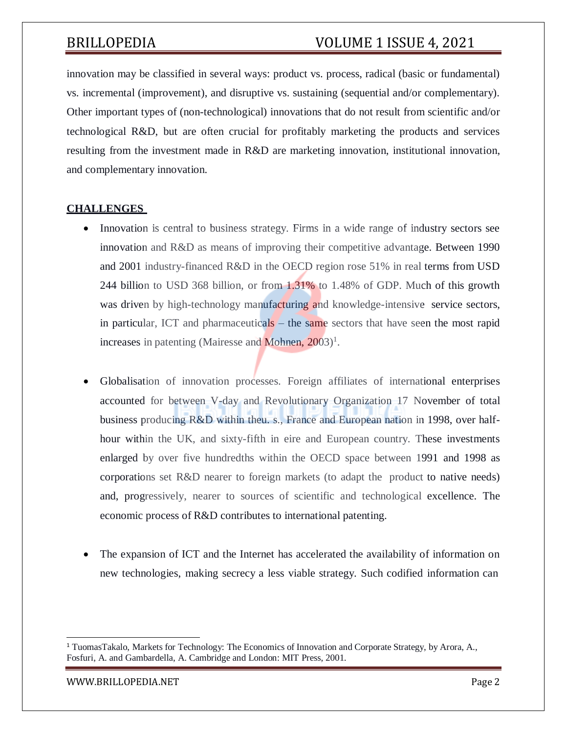innovation may be classified in several ways: product vs. process, radical (basic or fundamental) vs. incremental (improvement), and disruptive vs. sustaining (sequential and/or complementary). Other important types of (non-technological) innovations that do not result from scientific and/or technological R&D, but are often crucial for profitably marketing the products and services resulting from the investment made in R&D are marketing innovation, institutional innovation, and complementary innovation.

## CHALLENGES

- Innovation is central to business strategy. Firms in a wide range of industry sectors see innovation and R&D as means of improving their competitive advantage. Between 1990 and 2001 industry-financed R&D in the OECD region rose 51% in real terms from USD 244 billion to USD 368 billion, or from 1.31% to 1.48% of GDP. Much of this growth was driven by high-technology manufacturing and knowledge-intensive service sectors, in particular, ICT and pharmaceuticals – the same sectors that have seen the most rapid increases in patenting (Mairesse and Mohnen, 2003)[1].

- Globalisation of innovation processes. Foreign affiliates of international enterprises accounted for between V-day and Revolutionary Organization 17 November of total business producing R&D within theu. s., France and European nation in 1998, over half-hour within the UK, and sixty-fifth in eire and European country. These investments enlarged by over five hundredths within the OECD space between 1991 and 1998 as corporations set R&D nearer to foreign markets (to adapt the product to native needs) and, progressively, nearer to sources of scientific and technological excellence. The economic process of R&D contributes to international patenting.

- The expansion of ICT and the Internet has accelerated the availability of information on new technologies, making secrecy a less viable strategy. Such codified information can

---

[1] TuomasTakalo, Markets for Technology: The Economics of Innovation and Corporate Strategy, by Arora, A., Fosfuri, A. and Gambardella, A. Cambridge and London: MIT Press, 2001.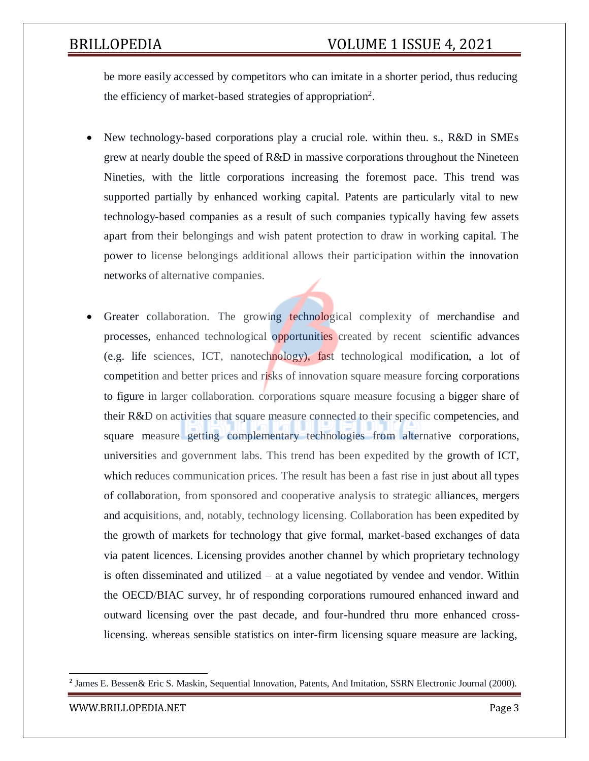be more easily accessed by competitors who can imitate in a shorter period, thus reducing the efficiency of market-based strategies of appropriation[2].

- New technology-based corporations play a crucial role. within theu. s., R&D in SMEs grew at nearly double the speed of R&D in massive corporations throughout the Nineteen Nineties, with the little corporations increasing the foremost pace. This trend was supported partially by enhanced working capital. Patents are particularly vital to new technology-based companies as a result of such companies typically having few assets apart from their belongings and wish patent protection to draw in working capital. The power to license belongings additional allows their participation within the innovation networks of alternative companies.

- Greater collaboration. The growing technological complexity of merchandise and processes, enhanced technological opportunities created by recent scientific advances (e.g. life sciences, ICT, nanotechnology), fast technological modification, a lot of competition and better prices and risks of innovation square measure forcing corporations to figure in larger collaboration. corporations square measure focusing a bigger share of their R&D on activities that square measure connected to their specific competencies, and square measure getting complementary technologies from alternative corporations, universities and government labs. This trend has been expedited by the growth of ICT, which reduces communication prices. The result has been a fast rise in just about all types of collaboration, from sponsored and cooperative analysis to strategic alliances, mergers and acquisitions, and, notably, technology licensing. Collaboration has been expedited by the growth of markets for technology that give formal, market-based exchanges of data via patent licences. Licensing provides another channel by which proprietary technology is often disseminated and utilized – at a value negotiated by vendee and vendor. Within the OECD/BIAC survey, hr of responding corporations rumoured enhanced inward and outward licensing over the past decade, and four-hundred thru more enhanced cross-licensing. whereas sensible statistics on inter-firm licensing square measure are lacking,

[2] James E. Bessen& Eric S. Maskin, Sequential Innovation, Patents, And Imitation, SSRN Electronic Journal (2000).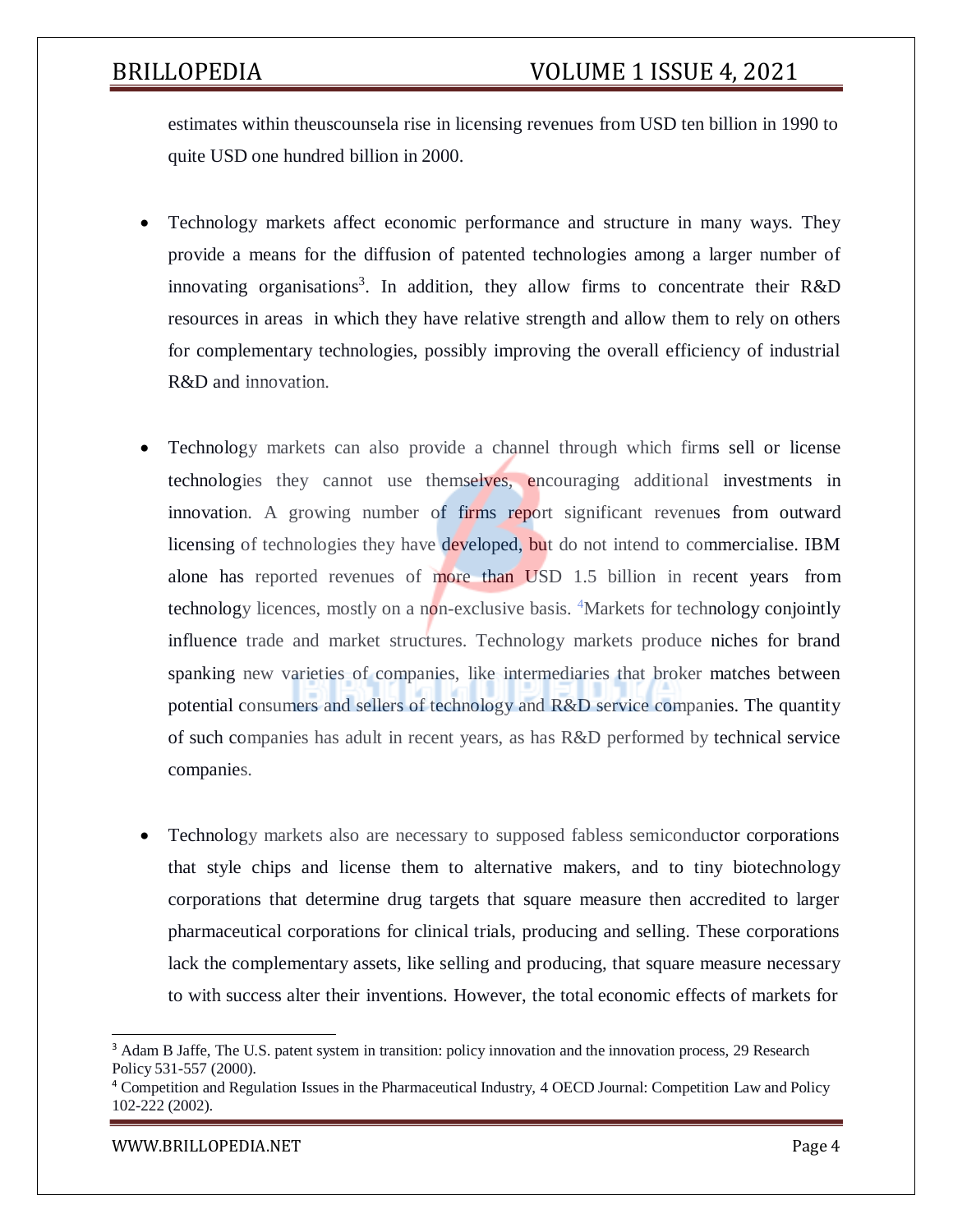estimates within theuscounsela rise in licensing revenues from USD ten billion in 1990 to quite USD one hundred billion in 2000.

- Technology markets affect economic performance and structure in many ways. They provide a means for the diffusion of patented technologies among a larger number of innovating organisations[3]. In addition, they allow firms to concentrate their R&D resources in areas in which they have relative strength and allow them to rely on others for complementary technologies, possibly improving the overall efficiency of industrial R&D and innovation.

- Technology markets can also provide a channel through which firms sell or license technologies they cannot use themselves, encouraging additional investments in innovation. A growing number of firms report significant revenues from outward licensing of technologies they have developed, but do not intend to commercialise. IBM alone has reported revenues of more than USD 1.5 billion in recent years from technology licences, mostly on a non-exclusive basis. [4]Markets for technology conjointly influence trade and market structures. Technology markets produce niches for brand spanking new varieties of companies, like intermediaries that broker matches between potential consumers and sellers of technology and R&D service companies. The quantity of such companies has adult in recent years, as has R&D performed by technical service companies.

- Technology markets also are necessary to supposed fabless semiconductor corporations that style chips and license them to alternative makers, and to tiny biotechnology corporations that determine drug targets that square measure then accredited to larger pharmaceutical corporations for clinical trials, producing and selling. These corporations lack the complementary assets, like selling and producing, that square measure necessary to with success alter their inventions. However, the total economic effects of markets for

---

[3] Adam B Jaffe, The U.S. patent system in transition: policy innovation and the innovation process, 29 Research Policy 531-557 (2000).

[4] Competition and Regulation Issues in the Pharmaceutical Industry, 4 OECD Journal: Competition Law and Policy 102-222 (2002).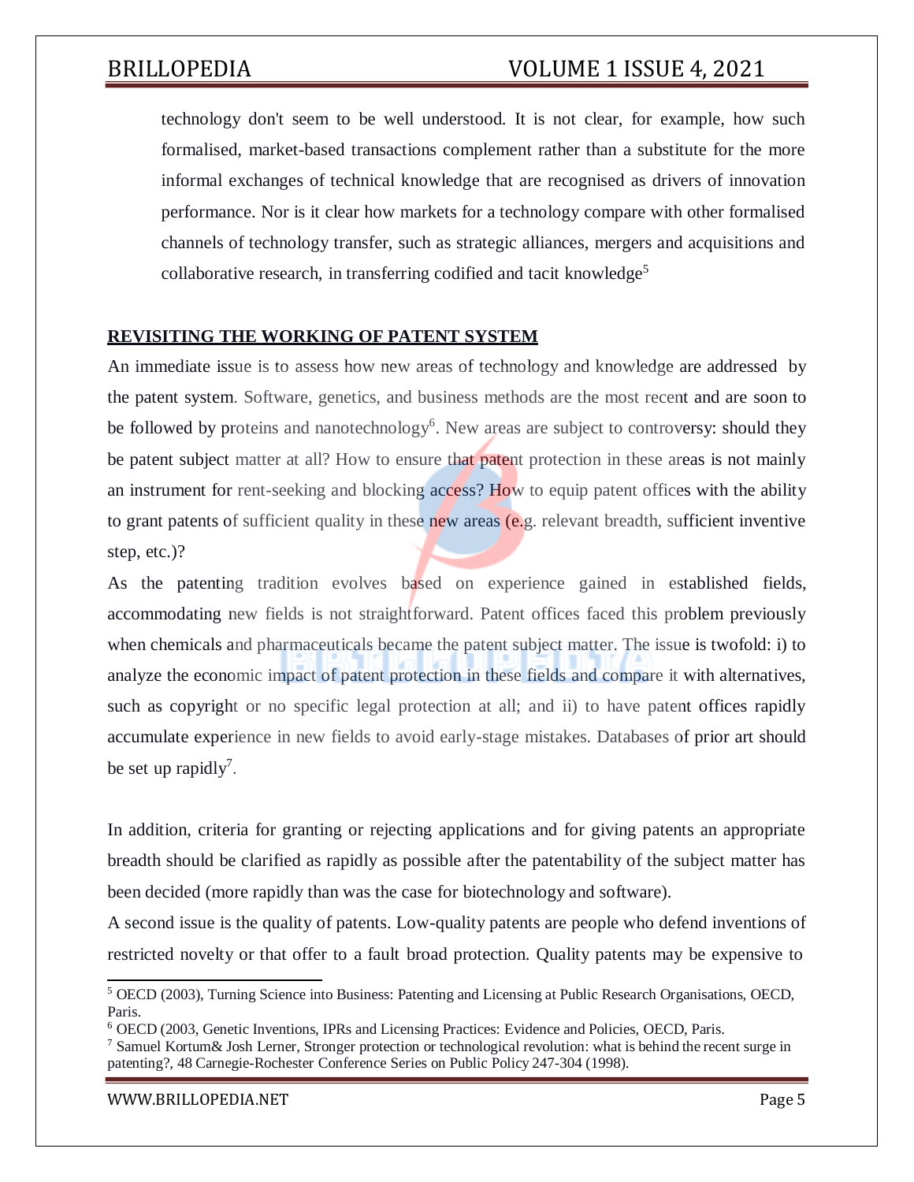technology don't seem to be well understood. It is not clear, for example, how such formalised, market-based transactions complement rather than a substitute for the more informal exchanges of technical knowledge that are recognised as drivers of innovation performance. Nor is it clear how markets for a technology compare with other formalised channels of technology transfer, such as strategic alliances, mergers and acquisitions and collaborative research, in transferring codified and tacit knowledge[5]

## REVISITING THE WORKING OF PATENT SYSTEM

An immediate issue is to assess how new areas of technology and knowledge are addressed by the patent system. Software, genetics, and business methods are the most recent and are soon to be followed by proteins and nanotechnology[6]. New areas are subject to controversy: should they be patent subject matter at all? How to ensure that patent protection in these areas is not mainly an instrument for rent-seeking and blocking access? How to equip patent offices with the ability to grant patents of sufficient quality in these new areas (e.g. relevant breadth, sufficient inventive step, etc.)?

As the patenting tradition evolves based on experience gained in established fields, accommodating new fields is not straightforward. Patent offices faced this problem previously when chemicals and pharmaceuticals became the patent subject matter. The issue is twofold: i) to analyze the economic impact of patent protection in these fields and compare it with alternatives, such as copyright or no specific legal protection at all; and ii) to have patent offices rapidly accumulate experience in new fields to avoid early-stage mistakes. Databases of prior art should be set up rapidly[7].

In addition, criteria for granting or rejecting applications and for giving patents an appropriate breadth should be clarified as rapidly as possible after the patentability of the subject matter has been decided (more rapidly than was the case for biotechnology and software).

A second issue is the quality of patents. Low-quality patents are people who defend inventions of restricted novelty or that offer to a fault broad protection. Quality patents may be expensive to

---

[5] OECD (2003), Turning Science into Business: Patenting and Licensing at Public Research Organisations, OECD, Paris.

[6] OECD (2003, Genetic Inventions, IPRs and Licensing Practices: Evidence and Policies, OECD, Paris.

[7] Samuel Kortum& Josh Lerner, Stronger protection or technological revolution: what is behind the recent surge in patenting?, 48 Carnegie-Rochester Conference Series on Public Policy 247-304 (1998).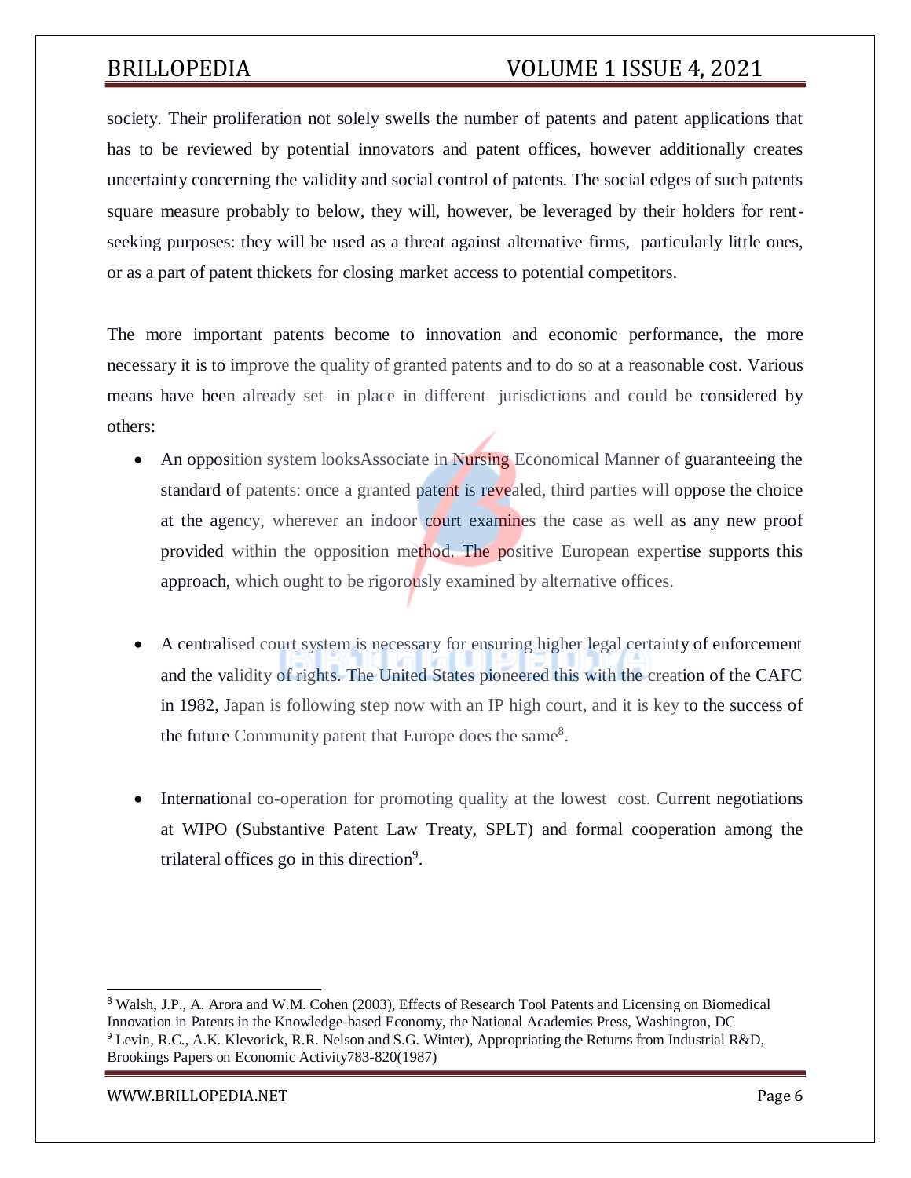society. Their proliferation not solely swells the number of patents and patent applications that has to be reviewed by potential innovators and patent offices, however additionally creates uncertainty concerning the validity and social control of patents. The social edges of such patents square measure probably to below, they will, however, be leveraged by their holders for rent-seeking purposes: they will be used as a threat against alternative firms, particularly little ones, or as a part of patent thickets for closing market access to potential competitors.

The more important patents become to innovation and economic performance, the more necessary it is to improve the quality of granted patents and to do so at a reasonable cost. Various means have been already set in place in different jurisdictions and could be considered by others:

- An opposition system looksAssociate in Nursing Economical Manner of guaranteeing the standard of patents: once a granted patent is revealed, third parties will oppose the choice at the agency, wherever an indoor court examines the case as well as any new proof provided within the opposition method. The positive European expertise supports this approach, which ought to be rigorously examined by alternative offices.

- A centralised court system is necessary for ensuring higher legal certainty of enforcement and the validity of rights. The United States pioneered this with the creation of the CAFC in 1982, Japan is following step now with an IP high court, and it is key to the success of the future Community patent that Europe does the same[8].

- International co-operation for promoting quality at the lowest cost. Current negotiations at WIPO (Substantive Patent Law Treaty, SPLT) and formal cooperation among the trilateral offices go in this direction[9].

---

[8] Walsh, J.P., A. Arora and W.M. Cohen (2003), Effects of Research Tool Patents and Licensing on Biomedical Innovation in Patents in the Knowledge-based Economy, the National Academies Press, Washington, DC

[9] Levin, R.C., A.K. Klevorick, R.R. Nelson and S.G. Winter), Appropriating the Returns from Industrial R&D, Brookings Papers on Economic Activity783-820(1987)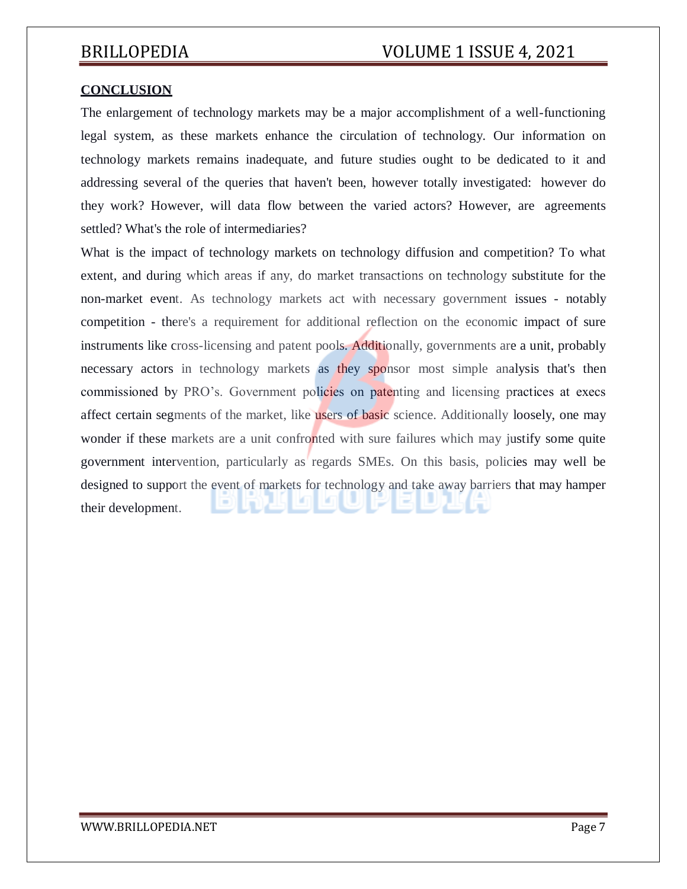**CONCLUSION**

The enlargement of technology markets may be a major accomplishment of a well-functioning legal system, as these markets enhance the circulation of technology. Our information on technology markets remains inadequate, and future studies ought to be dedicated to it and addressing several of the queries that haven't been, however totally investigated: however do they work? However, will data flow between the varied actors? However, are agreements settled? What's the role of intermediaries?

What is the impact of technology markets on technology diffusion and competition? To what extent, and during which areas if any, do market transactions on technology substitute for the non-market event. As technology markets act with necessary government issues - notably competition - there's a requirement for additional reflection on the economic impact of sure instruments like cross-licensing and patent pools. Additionally, governments are a unit, probably necessary actors in technology markets as they sponsor most simple analysis that's then commissioned by PRO's. Government policies on patenting and licensing practices at execs affect certain segments of the market, like users of basic science. Additionally loosely, one may wonder if these markets are a unit confronted with sure failures which may justify some quite government intervention, particularly as regards SMEs. On this basis, policies may well be designed to support the event of markets for technology and take away barriers that may hamper their development.